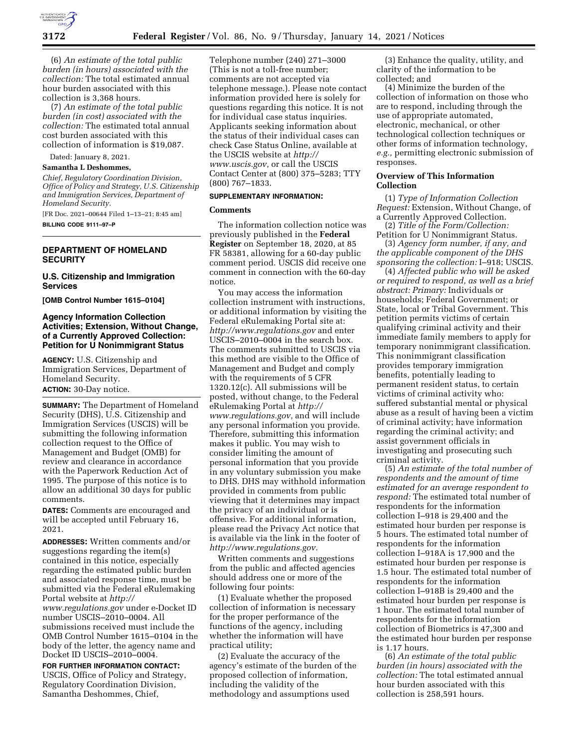(6) *An estimate of the total public burden (in hours) associated with the collection:* The total estimated annual hour burden associated with this collection is 3,368 hours.

(7) *An estimate of the total public burden (in cost) associated with the collection:* The estimated total annual cost burden associated with this collection of information is $19,087.

Dated: January 8, 2021.

**Samantha L Deshommes,**

*Chief, Regulatory Coordination Division, Office of Policy and Strategy, U.S. Citizenship and Immigration Services, Department of Homeland Security.*

[FR Doc. 2021–00644 Filed 1–13–21; 8:45 am]

**BILLING CODE 9111–97–P**

## DEPARTMENT OF HOMELAND SECURITY

### U.S. Citizenship and Immigration Services

**[OMB Control Number 1615–0104]**

### Agency Information Collection Activities; Extension, Without Change, of a Currently Approved Collection: Petition for U Nonimmigrant Status

**AGENCY:** U.S. Citizenship and Immigration Services, Department of Homeland Security.

**ACTION:** 30-Day notice.

**SUMMARY:** The Department of Homeland Security (DHS), U.S. Citizenship and Immigration Services (USCIS) will be submitting the following information collection request to the Office of Management and Budget (OMB) for review and clearance in accordance with the Paperwork Reduction Act of 1995. The purpose of this notice is to allow an additional 30 days for public comments.

**DATES:** Comments are encouraged and will be accepted until February 16, 2021.

**ADDRESSES:** Written comments and/or suggestions regarding the item(s) contained in this notice, especially regarding the estimated public burden and associated response time, must be submitted via the Federal eRulemaking Portal website at *http://www.regulations.gov* under e-Docket ID number USCIS–2010–0004. All submissions received must include the OMB Control Number 1615–0104 in the body of the letter, the agency name and Docket ID USCIS–2010–0004.

**FOR FURTHER INFORMATION CONTACT:** USCIS, Office of Policy and Strategy, Regulatory Coordination Division, Samantha Deshommes, Chief, Telephone number (240) 271–3000 (This is not a toll-free number; comments are not accepted via telephone message.). Please note contact information provided here is solely for questions regarding this notice. It is not for individual case status inquiries. Applicants seeking information about the status of their individual cases can check Case Status Online, available at the USCIS website at *http://www.uscis.gov,* or call the USCIS Contact Center at (800) 375–5283; TTY (800) 767–1833.

**SUPPLEMENTARY INFORMATION:**

**Comments**

The information collection notice was previously published in the **Federal Register** on September 18, 2020, at 85 FR 58381, allowing for a 60-day public comment period. USCIS did receive one comment in connection with the 60-day notice.

You may access the information collection instrument with instructions, or additional information by visiting the Federal eRulemaking Portal site at: *http://www.regulations.gov* and enter USCIS–2010–0004 in the search box. The comments submitted to USCIS via this method are visible to the Office of Management and Budget and comply with the requirements of 5 CFR 1320.12(c). All submissions will be posted, without change, to the Federal eRulemaking Portal at *http://www.regulations.gov,* and will include any personal information you provide. Therefore, submitting this information makes it public. You may wish to consider limiting the amount of personal information that you provide in any voluntary submission you make to DHS. DHS may withhold information provided in comments from public viewing that it determines may impact the privacy of an individual or is offensive. For additional information, please read the Privacy Act notice that is available via the link in the footer of *http://www.regulations.gov.*

Written comments and suggestions from the public and affected agencies should address one or more of the following four points:

(1) Evaluate whether the proposed collection of information is necessary for the proper performance of the functions of the agency, including whether the information will have practical utility;

(2) Evaluate the accuracy of the agency's estimate of the burden of the proposed collection of information, including the validity of the methodology and assumptions used

(3) Enhance the quality, utility, and clarity of the information to be collected; and

(4) Minimize the burden of the collection of information on those who are to respond, including through the use of appropriate automated, electronic, mechanical, or other technological collection techniques or other forms of information technology, *e.g.,* permitting electronic submission of responses.

**Overview of This Information Collection**

(1) *Type of Information Collection Request:* Extension, Without Change, of a Currently Approved Collection.

(2) *Title of the Form/Collection:* Petition for U Nonimmigrant Status.

(3) *Agency form number, if any, and the applicable component of the DHS sponsoring the collection:* I–918; USCIS.

(4) *Affected public who will be asked or required to respond, as well as a brief abstract: Primary:* Individuals or households; Federal Government; or State, local or Tribal Government. This petition permits victims of certain qualifying criminal activity and their immediate family members to apply for temporary nonimmigrant classification. This nonimmigrant classification provides temporary immigration benefits, potentially leading to permanent resident status, to certain victims of criminal activity who: suffered substantial mental or physical abuse as a result of having been a victim of criminal activity; have information regarding the criminal activity; and assist government officials in investigating and prosecuting such criminal activity.

(5) *An estimate of the total number of respondents and the amount of time estimated for an average respondent to respond:* The estimated total number of respondents for the information collection I–918 is 29,400 and the estimated hour burden per response is 5 hours. The estimated total number of respondents for the information collection I–918A is 17,900 and the estimated hour burden per response is 1.5 hour. The estimated total number of respondents for the information collection I–918B is 29,400 and the estimated hour burden per response is 1 hour. The estimated total number of respondents for the information collection of Biometrics is 47,300 and the estimated hour burden per response is 1.17 hours.

(6) *An estimate of the total public burden (in hours) associated with the collection:* The total estimated annual hour burden associated with this collection is 258,591 hours.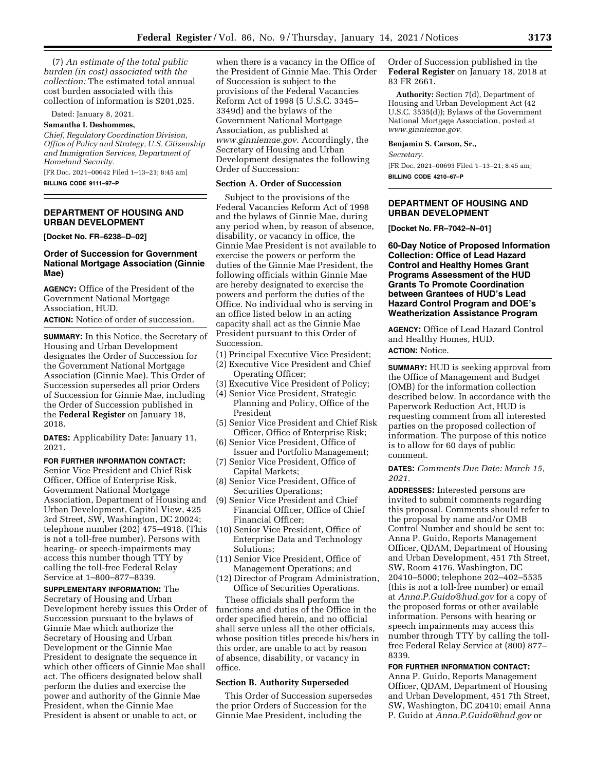(7) *An estimate of the total public burden (in cost) associated with the collection:* The estimated total annual cost burden associated with this collection of information is $201,025.

Dated: January 8, 2021.

**Samantha L Deshommes,**

*Chief, Regulatory Coordination Division, Office of Policy and Strategy, U.S. Citizenship and Immigration Services, Department of Homeland Security.*

[FR Doc. 2021–00642 Filed 1–13–21; 8:45 am]

**BILLING CODE 9111–97–P**

## DEPARTMENT OF HOUSING AND URBAN DEVELOPMENT

**[Docket No. FR–6238–D–02]**

## Order of Succession for Government National Mortgage Association (Ginnie Mae)

**AGENCY:** Office of the President of the Government National Mortgage Association, HUD.

**ACTION:** Notice of order of succession.

**SUMMARY:** In this Notice, the Secretary of Housing and Urban Development designates the Order of Succession for the Government National Mortgage Association (Ginnie Mae). This Order of Succession supersedes all prior Orders of Succession for Ginnie Mae, including the Order of Succession published in the **Federal Register** on January 18, 2018.

**DATES:** Applicability Date: January 11, 2021.

**FOR FURTHER INFORMATION CONTACT:** Senior Vice President and Chief Risk Officer, Office of Enterprise Risk, Government National Mortgage Association, Department of Housing and Urban Development, Capitol View, 425 3rd Street, SW, Washington, DC 20024; telephone number (202) 475–4918. (This is not a toll-free number). Persons with hearing- or speech-impairments may access this number though TTY by calling the toll-free Federal Relay Service at 1–800–877–8339.

**SUPPLEMENTARY INFORMATION:** The Secretary of Housing and Urban Development hereby issues this Order of Succession pursuant to the bylaws of Ginnie Mae which authorize the Secretary of Housing and Urban Development or the Ginnie Mae President to designate the sequence in which other officers of Ginnie Mae shall act. The officers designated below shall perform the duties and exercise the power and authority of the Ginnie Mae President, when the Ginnie Mae President is absent or unable to act, or when there is a vacancy in the Office of the President of Ginnie Mae. This Order of Succession is subject to the provisions of the Federal Vacancies Reform Act of 1998 (5 U.S.C. 3345–3349d) and the bylaws of the Government National Mortgage Association, as published at *www.ginniemae.gov*. Accordingly, the Secretary of Housing and Urban Development designates the following Order of Succession:

### Section A. Order of Succession

Subject to the provisions of the Federal Vacancies Reform Act of 1998 and the bylaws of Ginnie Mae, during any period when, by reason of absence, disability, or vacancy in office, the Ginnie Mae President is not available to exercise the powers or perform the duties of the Ginnie Mae President, the following officials within Ginnie Mae are hereby designated to exercise the powers and perform the duties of the Office. No individual who is serving in an office listed below in an acting capacity shall act as the Ginnie Mae President pursuant to this Order of Succession.

(1) Principal Executive Vice President;
(2) Executive Vice President and Chief Operating Officer;
(3) Executive Vice President of Policy;
(4) Senior Vice President, Strategic Planning and Policy, Office of the President
(5) Senior Vice President and Chief Risk Officer, Office of Enterprise Risk;
(6) Senior Vice President, Office of Issuer and Portfolio Management;
(7) Senior Vice President, Office of Capital Markets;
(8) Senior Vice President, Office of Securities Operations;
(9) Senior Vice President and Chief Financial Officer, Office of Chief Financial Officer;
(10) Senior Vice President, Office of Enterprise Data and Technology Solutions;
(11) Senior Vice President, Office of Management Operations; and
(12) Director of Program Administration, Office of Securities Operations.

These officials shall perform the functions and duties of the Office in the order specified herein, and no official shall serve unless all the other officials, whose position titles precede his/hers in this order, are unable to act by reason of absence, disability, or vacancy in office.

### Section B. Authority Superseded

This Order of Succession supersedes the prior Orders of Succession for the Ginnie Mae President, including the Order of Succession published in the **Federal Register** on January 18, 2018 at 83 FR 2661.

**Authority:** Section 7(d), Department of Housing and Urban Development Act (42 U.S.C. 3535(d)); Bylaws of the Government National Mortgage Association, posted at *www.ginniemae.gov.*

**Benjamin S. Carson, Sr.,**

*Secretary.*

[FR Doc. 2021–00693 Filed 1–13–21; 8:45 am]

**BILLING CODE 4210–67–P**

## DEPARTMENT OF HOUSING AND URBAN DEVELOPMENT

**[Docket No. FR–7042–N–01]**

## 60-Day Notice of Proposed Information Collection: Office of Lead Hazard Control and Healthy Homes Grant Programs Assessment of the HUD Grants To Promote Coordination between Grantees of HUD's Lead Hazard Control Program and DOE's Weatherization Assistance Program

**AGENCY:** Office of Lead Hazard Control and Healthy Homes, HUD.

**ACTION:** Notice.

**SUMMARY:** HUD is seeking approval from the Office of Management and Budget (OMB) for the information collection described below. In accordance with the Paperwork Reduction Act, HUD is requesting comment from all interested parties on the proposed collection of information. The purpose of this notice is to allow for 60 days of public comment.

**DATES:** *Comments Due Date: March 15, 2021.*

**ADDRESSES:** Interested persons are invited to submit comments regarding this proposal. Comments should refer to the proposal by name and/or OMB Control Number and should be sent to: Anna P. Guido, Reports Management Officer, QDAM, Department of Housing and Urban Development, 451 7th Street, SW, Room 4176, Washington, DC 20410–5000; telephone 202–402–5535 (this is not a toll-free number) or email at *Anna.P.Guido@hud.gov* for a copy of the proposed forms or other available information. Persons with hearing or speech impairments may access this number through TTY by calling the toll-free Federal Relay Service at (800) 877–8339.

**FOR FURTHER INFORMATION CONTACT:** Anna P. Guido, Reports Management Officer, QDAM, Department of Housing and Urban Development, 451 7th Street, SW, Washington, DC 20410; email Anna P. Guido at *Anna.P.Guido@hud.gov* or